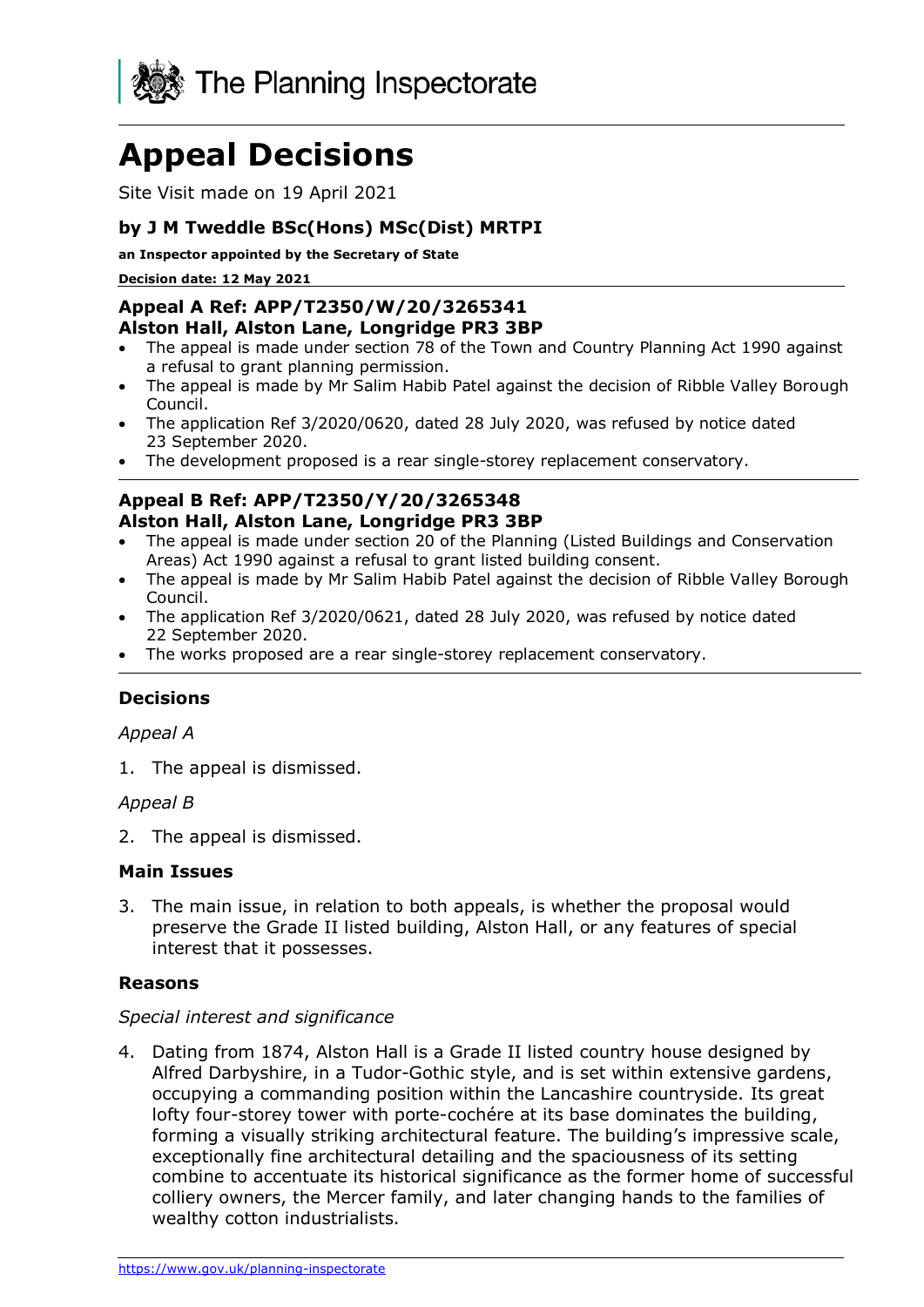The Planning Inspectorate

# Appeal Decisions

Site Visit made on 19 April 2021

### by J M Tweddle BSc(Hons) MSc(Dist) MRTPI

**an Inspector appointed by the Secretary of State**

**Decision date: 12 May 2021**

### Appeal A Ref: APP/T2350/W/20/3265341
### Alston Hall, Alston Lane, Longridge PR3 3BP

- The appeal is made under section 78 of the Town and Country Planning Act 1990 against a refusal to grant planning permission.
- The appeal is made by Mr Salim Habib Patel against the decision of Ribble Valley Borough Council.
- The application Ref 3/2020/0620, dated 28 July 2020, was refused by notice dated 23 September 2020.
- The development proposed is a rear single-storey replacement conservatory.

### Appeal B Ref: APP/T2350/Y/20/3265348
### Alston Hall, Alston Lane, Longridge PR3 3BP

- The appeal is made under section 20 of the Planning (Listed Buildings and Conservation Areas) Act 1990 against a refusal to grant listed building consent.
- The appeal is made by Mr Salim Habib Patel against the decision of Ribble Valley Borough Council.
- The application Ref 3/2020/0621, dated 28 July 2020, was refused by notice dated 22 September 2020.
- The works proposed are a rear single-storey replacement conservatory.

## Decisions

*Appeal A*

1. The appeal is dismissed.

*Appeal B*

2. The appeal is dismissed.

## Main Issues

3. The main issue, in relation to both appeals, is whether the proposal would preserve the Grade II listed building, Alston Hall, or any features of special interest that it possesses.

## Reasons

*Special interest and significance*

4. Dating from 1874, Alston Hall is a Grade II listed country house designed by Alfred Darbyshire, in a Tudor-Gothic style, and is set within extensive gardens, occupying a commanding position within the Lancashire countryside. Its great lofty four-storey tower with porte-cochére at its base dominates the building, forming a visually striking architectural feature. The building's impressive scale, exceptionally fine architectural detailing and the spaciousness of its setting combine to accentuate its historical significance as the former home of successful colliery owners, the Mercer family, and later changing hands to the families of wealthy cotton industrialists.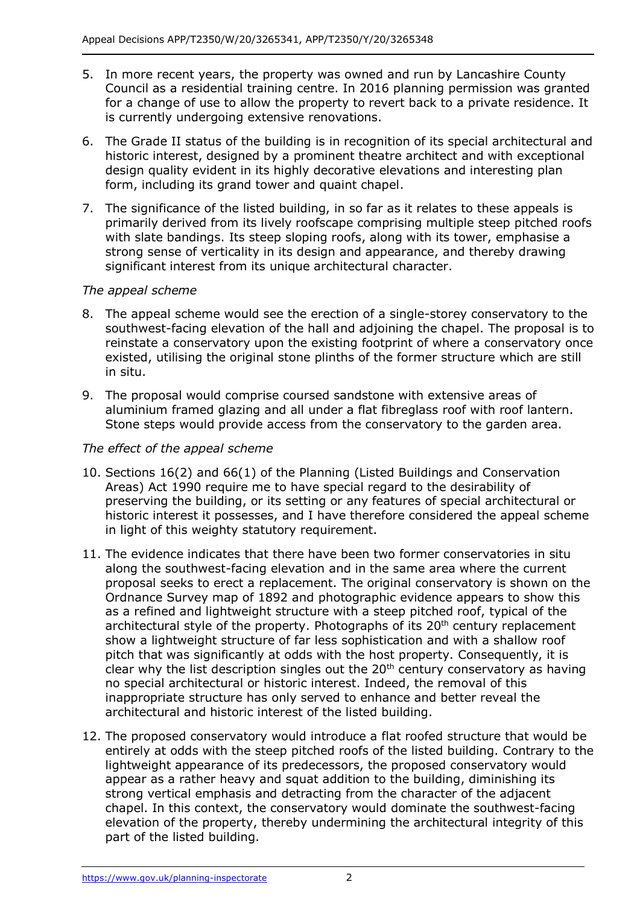5. In more recent years, the property was owned and run by Lancashire County Council as a residential training centre. In 2016 planning permission was granted for a change of use to allow the property to revert back to a private residence. It is currently undergoing extensive renovations.

6. The Grade II status of the building is in recognition of its special architectural and historic interest, designed by a prominent theatre architect and with exceptional design quality evident in its highly decorative elevations and interesting plan form, including its grand tower and quaint chapel.

7. The significance of the listed building, in so far as it relates to these appeals is primarily derived from its lively roofscape comprising multiple steep pitched roofs with slate bandings. Its steep sloping roofs, along with its tower, emphasise a strong sense of verticality in its design and appearance, and thereby drawing significant interest from its unique architectural character.

*The appeal scheme*

8. The appeal scheme would see the erection of a single-storey conservatory to the southwest-facing elevation of the hall and adjoining the chapel. The proposal is to reinstate a conservatory upon the existing footprint of where a conservatory once existed, utilising the original stone plinths of the former structure which are still in situ.

9. The proposal would comprise coursed sandstone with extensive areas of aluminium framed glazing and all under a flat fibreglass roof with roof lantern. Stone steps would provide access from the conservatory to the garden area.

*The effect of the appeal scheme*

10. Sections 16(2) and 66(1) of the Planning (Listed Buildings and Conservation Areas) Act 1990 require me to have special regard to the desirability of preserving the building, or its setting or any features of special architectural or historic interest it possesses, and I have therefore considered the appeal scheme in light of this weighty statutory requirement.

11. The evidence indicates that there have been two former conservatories in situ along the southwest-facing elevation and in the same area where the current proposal seeks to erect a replacement. The original conservatory is shown on the Ordnance Survey map of 1892 and photographic evidence appears to show this as a refined and lightweight structure with a steep pitched roof, typical of the architectural style of the property. Photographs of its 20th century replacement show a lightweight structure of far less sophistication and with a shallow roof pitch that was significantly at odds with the host property. Consequently, it is clear why the list description singles out the 20th century conservatory as having no special architectural or historic interest. Indeed, the removal of this inappropriate structure has only served to enhance and better reveal the architectural and historic interest of the listed building.

12. The proposed conservatory would introduce a flat roofed structure that would be entirely at odds with the steep pitched roofs of the listed building. Contrary to the lightweight appearance of its predecessors, the proposed conservatory would appear as a rather heavy and squat addition to the building, diminishing its strong vertical emphasis and detracting from the character of the adjacent chapel. In this context, the conservatory would dominate the southwest-facing elevation of the property, thereby undermining the architectural integrity of this part of the listed building.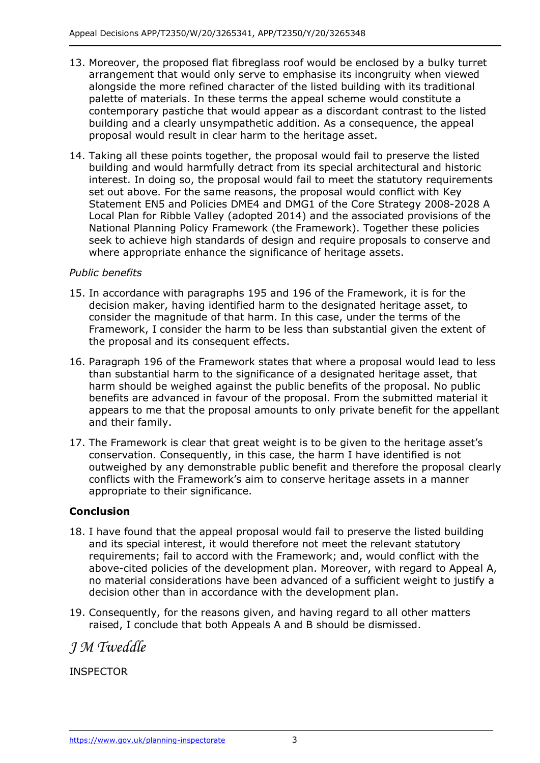13. Moreover, the proposed flat fibreglass roof would be enclosed by a bulky turret arrangement that would only serve to emphasise its incongruity when viewed alongside the more refined character of the listed building with its traditional palette of materials. In these terms the appeal scheme would constitute a contemporary pastiche that would appear as a discordant contrast to the listed building and a clearly unsympathetic addition. As a consequence, the appeal proposal would result in clear harm to the heritage asset.

14. Taking all these points together, the proposal would fail to preserve the listed building and would harmfully detract from its special architectural and historic interest. In doing so, the proposal would fail to meet the statutory requirements set out above. For the same reasons, the proposal would conflict with Key Statement EN5 and Policies DME4 and DMG1 of the Core Strategy 2008-2028 A Local Plan for Ribble Valley (adopted 2014) and the associated provisions of the National Planning Policy Framework (the Framework). Together these policies seek to achieve high standards of design and require proposals to conserve and where appropriate enhance the significance of heritage assets.

*Public benefits*

15. In accordance with paragraphs 195 and 196 of the Framework, it is for the decision maker, having identified harm to the designated heritage asset, to consider the magnitude of that harm. In this case, under the terms of the Framework, I consider the harm to be less than substantial given the extent of the proposal and its consequent effects.

16. Paragraph 196 of the Framework states that where a proposal would lead to less than substantial harm to the significance of a designated heritage asset, that harm should be weighed against the public benefits of the proposal. No public benefits are advanced in favour of the proposal. From the submitted material it appears to me that the proposal amounts to only private benefit for the appellant and their family.

17. The Framework is clear that great weight is to be given to the heritage asset's conservation. Consequently, in this case, the harm I have identified is not outweighed by any demonstrable public benefit and therefore the proposal clearly conflicts with the Framework's aim to conserve heritage assets in a manner appropriate to their significance.

## Conclusion

18. I have found that the appeal proposal would fail to preserve the listed building and its special interest, it would therefore not meet the relevant statutory requirements; fail to accord with the Framework; and, would conflict with the above-cited policies of the development plan. Moreover, with regard to Appeal A, no material considerations have been advanced of a sufficient weight to justify a decision other than in accordance with the development plan.

19. Consequently, for the reasons given, and having regard to all other matters raised, I conclude that both Appeals A and B should be dismissed.

*J M Tweddle*

INSPECTOR